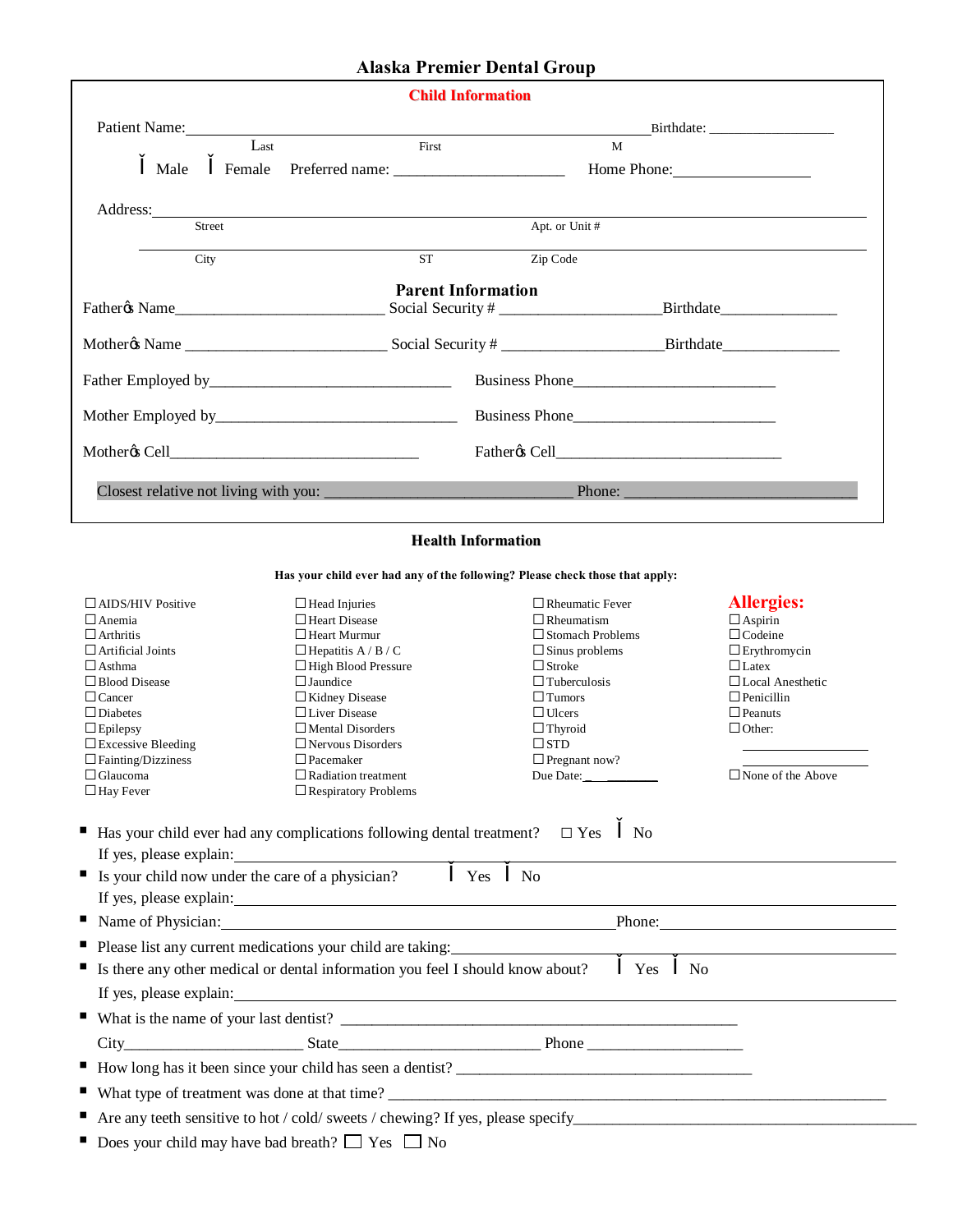# Alaska Premier Dental Group

## Child Information

Patient Name: ______________________________________________ Birthdate: _______________
Last                    First                    M

☐ Male   ☐ Female   Preferred name: ____________________   Home Phone: _______________

Address: ____________________________________________________________
Street                                        Apt. or Unit #

____________________________________________________________
City                    ST                    Zip Code

## Parent Information

Father's Name________________________ Social Security # ___________________ Birthdate______________

Mother's Name ________________________ Social Security # ___________________ Birthdate______________

Father Employed by_____________________________ Business Phone________________________

Mother Employed by_____________________________ Business Phone________________________

Mother's Cell______________________________ Father's Cell___________________________

Closest relative not living with you: _____________________________ Phone: ___________________________

## Health Information

**Has your child ever had any of the following? Please check those that apply:**

- ☐ AIDS/HIV Positive
- ☐ Anemia
- ☐ Arthritis
- ☐ Artificial Joints
- ☐ Asthma
- ☐ Blood Disease
- ☐ Cancer
- ☐ Diabetes
- ☐ Epilepsy
- ☐ Excessive Bleeding
- ☐ Fainting/Dizziness
- ☐ Glaucoma
- ☐ Hay Fever
- ☐ Head Injuries
- ☐ Heart Disease
- ☐ Heart Murmur
- ☐ Hepatitis A / B / C
- ☐ High Blood Pressure
- ☐ Jaundice
- ☐ Kidney Disease
- ☐ Liver Disease
- ☐ Mental Disorders
- ☐ Nervous Disorders
- ☐ Pacemaker
- ☐ Radiation treatment
- ☐ Respiratory Problems
- ☐ Rheumatic Fever
- ☐ Rheumatism
- ☐ Stomach Problems
- ☐ Sinus problems
- ☐ Stroke
- ☐ Tuberculosis
- ☐ Tumors
- ☐ Ulcers
- ☐ Thyroid
- ☐ STD
- ☐ Pregnant now?

Due Date: ________

**Allergies:**

- ☐ Aspirin
- ☐ Codeine
- ☐ Erythromycin
- ☐ Latex
- ☐ Local Anesthetic
- ☐ Penicillin
- ☐ Peanuts
- ☐ Other: ________________
- ☐ None of the Above

- Has your child ever had any complications following dental treatment? ☐ Yes ☐ No
  If yes, please explain: ____________________________________________
- Is your child now under the care of a physician? ☐ Yes ☐ No
  If yes, please explain: ____________________________________________
- Name of Physician: ________________________________ Phone: ________________
- Please list any current medications your child are taking: ____________________________
- Is there any other medical or dental information you feel I should know about? ☐ Yes ☐ No
  If yes, please explain: ____________________________________________
- What is the name of your last dentist? ____________________________________________
  City_____________________ State________________________ Phone __________________
- How long has it been since your child has seen a dentist? __________________________________
- What type of treatment was done at that time? ____________________________________________
- Are any teeth sensitive to hot / cold/ sweets / chewing? If yes, please specify______________________
- Does your child may have bad breath? ☐ Yes ☐ No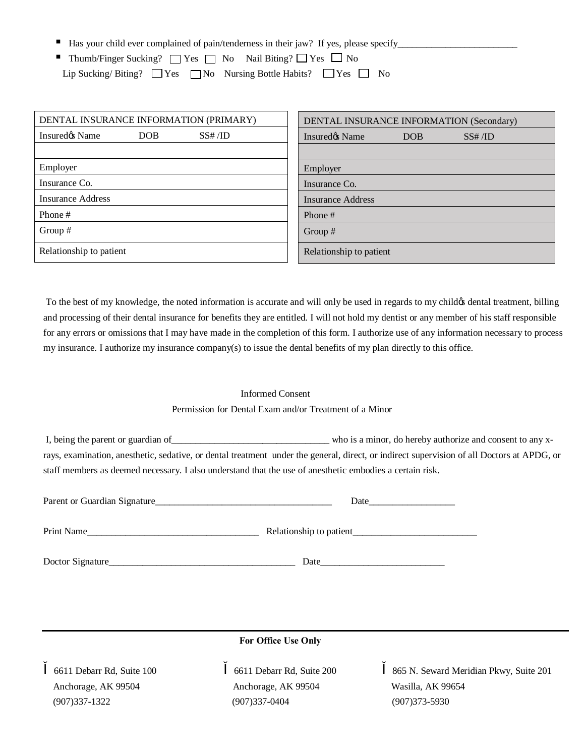- Has your child ever complained of pain/tenderness in their jaw? If yes, please specify_________________________
- Thumb/Finger Sucking? ☐ Yes ☐ No Nail Biting? ☐ Yes ☐ No

Lip Sucking/ Biting? ☐ Yes ☐ No Nursing Bottle Habits? ☐ Yes ☐ No

| DENTAL INSURANCE INFORMATION (PRIMARY) | | |
|---|---|---|
| Insuredǿs Name | DOB | SS# /ID |
| | | |
| Employer | | |
| Insurance Co. | | |
| Insurance Address | | |
| Phone # | | |
| Group # | | |
| Relationship to patient | | |

| DENTAL INSURANCE INFORMATION (Secondary) | | |
|---|---|---|
| Insuredǿs Name | DOB | SS# /ID |
| | | |
| Employer | | |
| Insurance Co. | | |
| Insurance Address | | |
| Phone # | | |
| Group # | | |
| Relationship to patient | | |

To the best of my knowledge, the noted information is accurate and will only be used in regards to my childǿs dental treatment, billing and processing of their dental insurance for benefits they are entitled. I will not hold my dentist or any member of his staff responsible for any errors or omissions that I may have made in the completion of this form. I authorize use of any information necessary to process my insurance. I authorize my insurance company(s) to issue the dental benefits of my plan directly to this office.

Informed Consent

Permission for Dental Exam and/or Treatment of a Minor

I, being the parent or guardian of_________________________________ who is a minor, do hereby authorize and consent to any x-rays, examination, anesthetic, sedative, or dental treatment under the general, direct, or indirect supervision of all Doctors at APDG, or staff members as deemed necessary. I also understand that the use of anesthetic embodies a certain risk.

Parent or Guardian Signature______________________________________ Date__________________

Print Name_____________________________________ Relationship to patient__________________________

Doctor Signature________________________________________ Date__________________________

**For Office Use Only**

Ĭ 6611 Debarr Rd, Suite 100
Anchorage, AK 99504
(907)337-1322

Ĭ 6611 Debarr Rd, Suite 200
Anchorage, AK 99504
(907)337-0404

Ĭ 865 N. Seward Meridian Pkwy, Suite 201
Wasilla, AK 99654
(907)373-5930